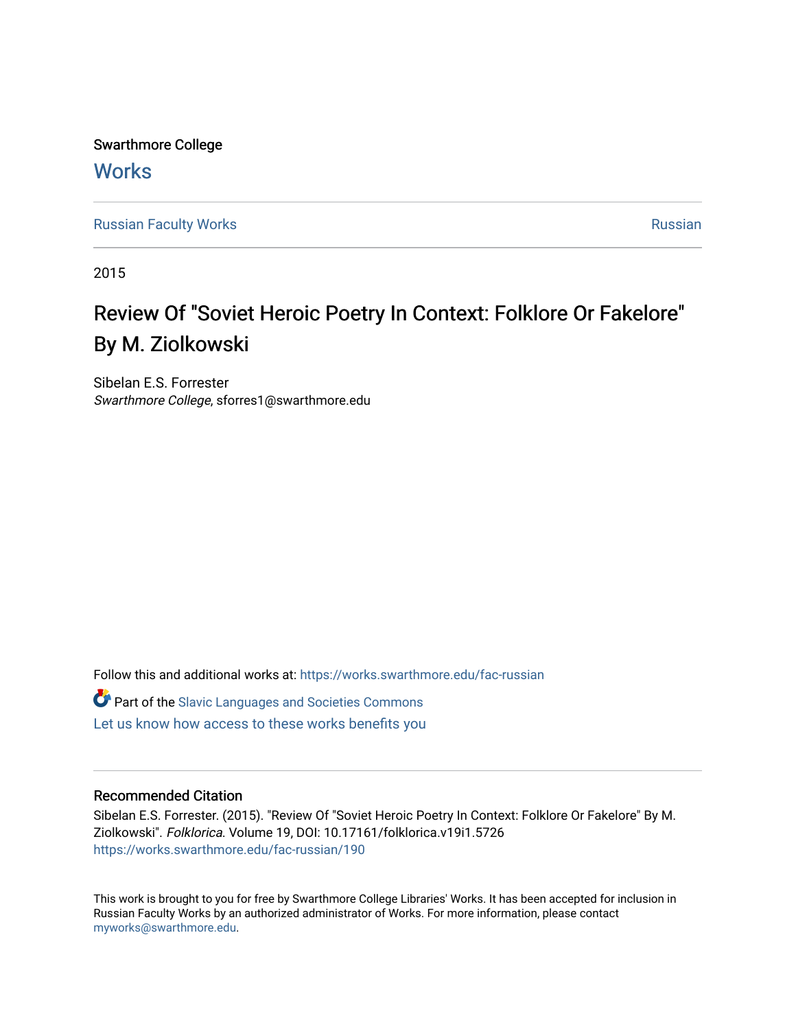Swarthmore College

# Works

Russian Faculty Works | Russian

2015

# Review Of "Soviet Heroic Poetry In Context: Folklore Or Fakelore" By M. Ziolkowski

Sibelan E.S. Forrester
*Swarthmore College*, sforres1@swarthmore.edu

Follow this and additional works at: https://works.swarthmore.edu/fac-russian

Part of the Slavic Languages and Societies Commons

Let us know how access to these works benefits you

## Recommended Citation

Sibelan E.S. Forrester. (2015). "Review Of "Soviet Heroic Poetry In Context: Folklore Or Fakelore" By M. Ziolkowski". *Folklorica*. Volume 19, DOI: 10.17161/folklorica.v19i1.5726
https://works.swarthmore.edu/fac-russian/190

This work is brought to you for free by Swarthmore College Libraries' Works. It has been accepted for inclusion in Russian Faculty Works by an authorized administrator of Works. For more information, please contact myworks@swarthmore.edu.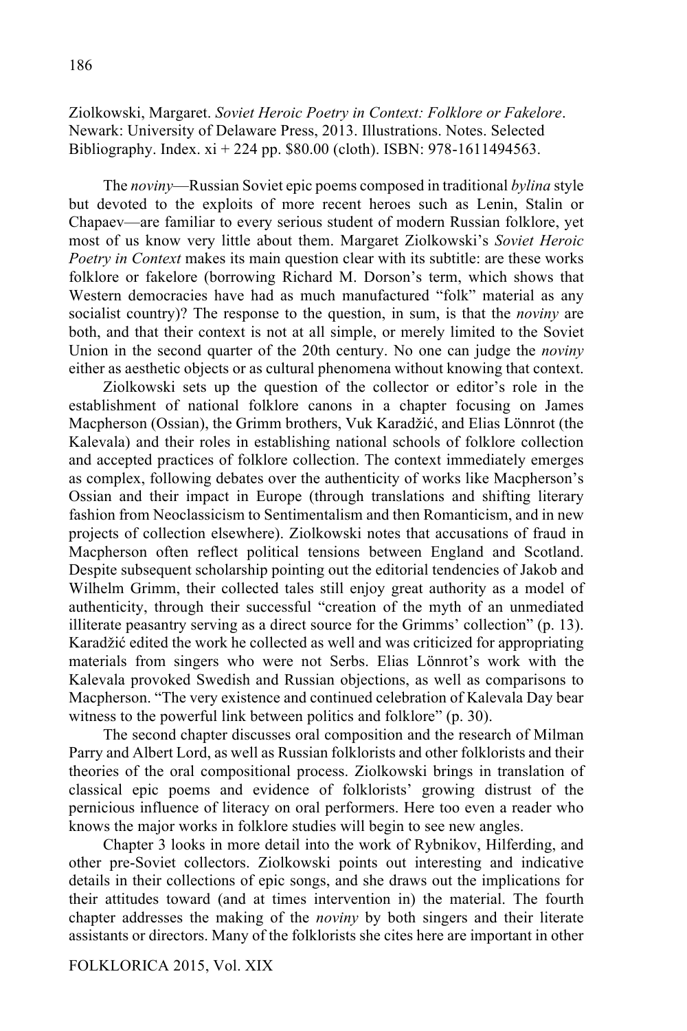Ziolkowski, Margaret. *Soviet Heroic Poetry in Context: Folklore or Fakelore*. Newark: University of Delaware Press, 2013. Illustrations. Notes. Selected Bibliography. Index. xi + 224 pp. $80.00 (cloth). ISBN: 978-1611494563.

The *noviny*—Russian Soviet epic poems composed in traditional *bylina* style but devoted to the exploits of more recent heroes such as Lenin, Stalin or Chapaev—are familiar to every serious student of modern Russian folklore, yet most of us know very little about them. Margaret Ziolkowski's *Soviet Heroic Poetry in Context* makes its main question clear with its subtitle: are these works folklore or fakelore (borrowing Richard M. Dorson's term, which shows that Western democracies have had as much manufactured "folk" material as any socialist country)? The response to the question, in sum, is that the *noviny* are both, and that their context is not at all simple, or merely limited to the Soviet Union in the second quarter of the 20th century. No one can judge the *noviny* either as aesthetic objects or as cultural phenomena without knowing that context.

Ziolkowski sets up the question of the collector or editor's role in the establishment of national folklore canons in a chapter focusing on James Macpherson (Ossian), the Grimm brothers, Vuk Karadžić, and Elias Lönnrot (the Kalevala) and their roles in establishing national schools of folklore collection and accepted practices of folklore collection. The context immediately emerges as complex, following debates over the authenticity of works like Macpherson's Ossian and their impact in Europe (through translations and shifting literary fashion from Neoclassicism to Sentimentalism and then Romanticism, and in new projects of collection elsewhere). Ziolkowski notes that accusations of fraud in Macpherson often reflect political tensions between England and Scotland. Despite subsequent scholarship pointing out the editorial tendencies of Jakob and Wilhelm Grimm, their collected tales still enjoy great authority as a model of authenticity, through their successful "creation of the myth of an unmediated illiterate peasantry serving as a direct source for the Grimms' collection" (p. 13). Karadžić edited the work he collected as well and was criticized for appropriating materials from singers who were not Serbs. Elias Lönnrot's work with the Kalevala provoked Swedish and Russian objections, as well as comparisons to Macpherson. "The very existence and continued celebration of Kalevala Day bear witness to the powerful link between politics and folklore" (p. 30).

The second chapter discusses oral composition and the research of Milman Parry and Albert Lord, as well as Russian folklorists and other folklorists and their theories of the oral compositional process. Ziolkowski brings in translation of classical epic poems and evidence of folklorists' growing distrust of the pernicious influence of literacy on oral performers. Here too even a reader who knows the major works in folklore studies will begin to see new angles.

Chapter 3 looks in more detail into the work of Rybnikov, Hilferding, and other pre-Soviet collectors. Ziolkowski points out interesting and indicative details in their collections of epic songs, and she draws out the implications for their attitudes toward (and at times intervention in) the material. The fourth chapter addresses the making of the *noviny* by both singers and their literate assistants or directors. Many of the folklorists she cites here are important in other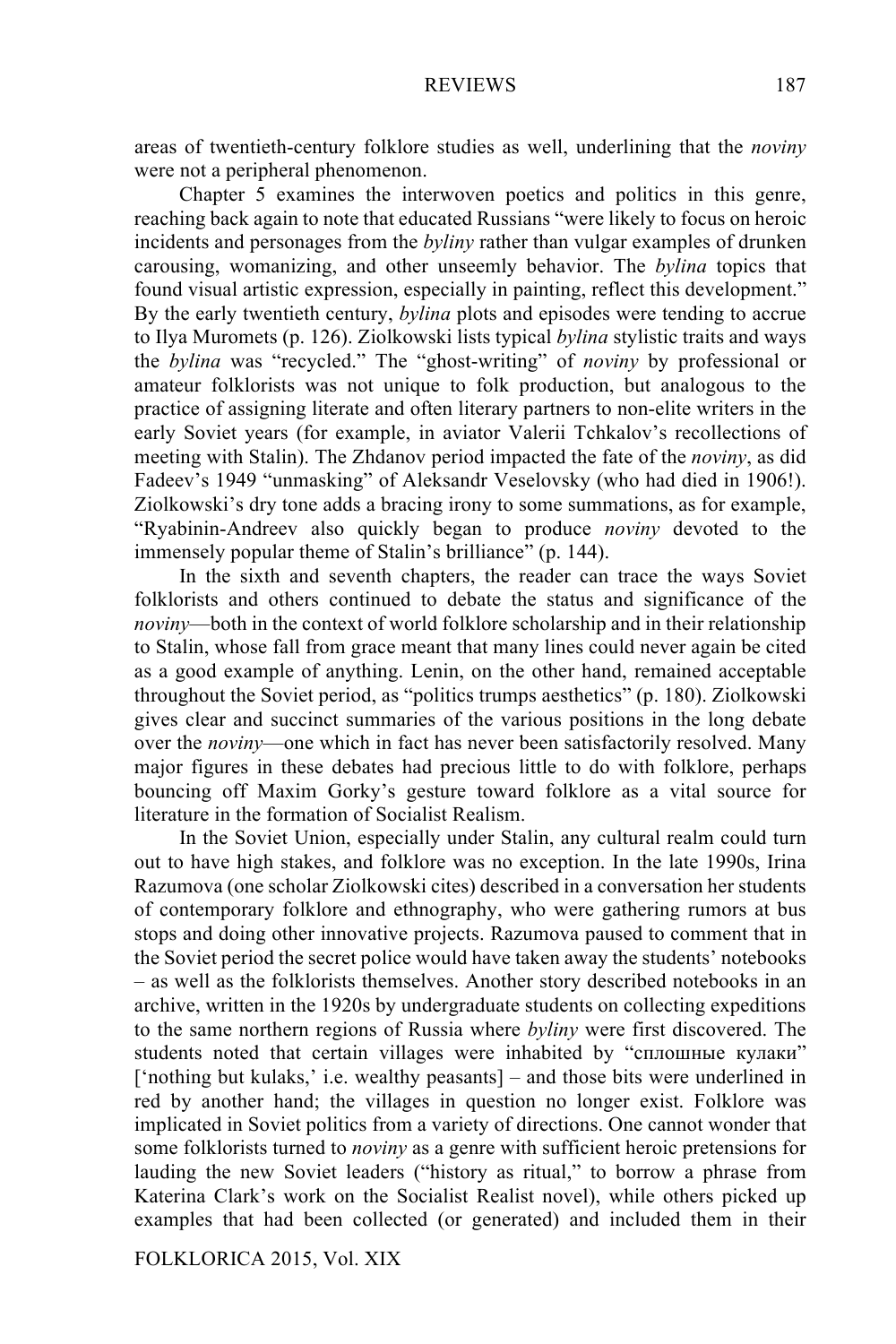areas of twentieth-century folklore studies as well, underlining that the *noviny* were not a peripheral phenomenon.

Chapter 5 examines the interwoven poetics and politics in this genre, reaching back again to note that educated Russians "were likely to focus on heroic incidents and personages from the *byliny* rather than vulgar examples of drunken carousing, womanizing, and other unseemly behavior. The *bylina* topics that found visual artistic expression, especially in painting, reflect this development." By the early twentieth century, *bylina* plots and episodes were tending to accrue to Ilya Muromets (p. 126). Ziolkowski lists typical *bylina* stylistic traits and ways the *bylina* was "recycled." The "ghost-writing" of *noviny* by professional or amateur folklorists was not unique to folk production, but analogous to the practice of assigning literate and often literary partners to non-elite writers in the early Soviet years (for example, in aviator Valerii Tchkalov's recollections of meeting with Stalin). The Zhdanov period impacted the fate of the *noviny*, as did Fadeev's 1949 "unmasking" of Aleksandr Veselovsky (who had died in 1906!). Ziolkowski's dry tone adds a bracing irony to some summations, as for example, "Ryabinin-Andreev also quickly began to produce *noviny* devoted to the immensely popular theme of Stalin's brilliance" (p. 144).

In the sixth and seventh chapters, the reader can trace the ways Soviet folklorists and others continued to debate the status and significance of the *noviny*—both in the context of world folklore scholarship and in their relationship to Stalin, whose fall from grace meant that many lines could never again be cited as a good example of anything. Lenin, on the other hand, remained acceptable throughout the Soviet period, as "politics trumps aesthetics" (p. 180). Ziolkowski gives clear and succinct summaries of the various positions in the long debate over the *noviny*—one which in fact has never been satisfactorily resolved. Many major figures in these debates had precious little to do with folklore, perhaps bouncing off Maxim Gorky's gesture toward folklore as a vital source for literature in the formation of Socialist Realism.

In the Soviet Union, especially under Stalin, any cultural realm could turn out to have high stakes, and folklore was no exception. In the late 1990s, Irina Razumova (one scholar Ziolkowski cites) described in a conversation her students of contemporary folklore and ethnography, who were gathering rumors at bus stops and doing other innovative projects. Razumova paused to comment that in the Soviet period the secret police would have taken away the students' notebooks – as well as the folklorists themselves. Another story described notebooks in an archive, written in the 1920s by undergraduate students on collecting expeditions to the same northern regions of Russia where *byliny* were first discovered. The students noted that certain villages were inhabited by "сплошные кулаки" ['nothing but kulaks,' i.e. wealthy peasants] – and those bits were underlined in red by another hand; the villages in question no longer exist. Folklore was implicated in Soviet politics from a variety of directions. One cannot wonder that some folklorists turned to *noviny* as a genre with sufficient heroic pretensions for lauding the new Soviet leaders ("history as ritual," to borrow a phrase from Katerina Clark's work on the Socialist Realist novel), while others picked up examples that had been collected (or generated) and included them in their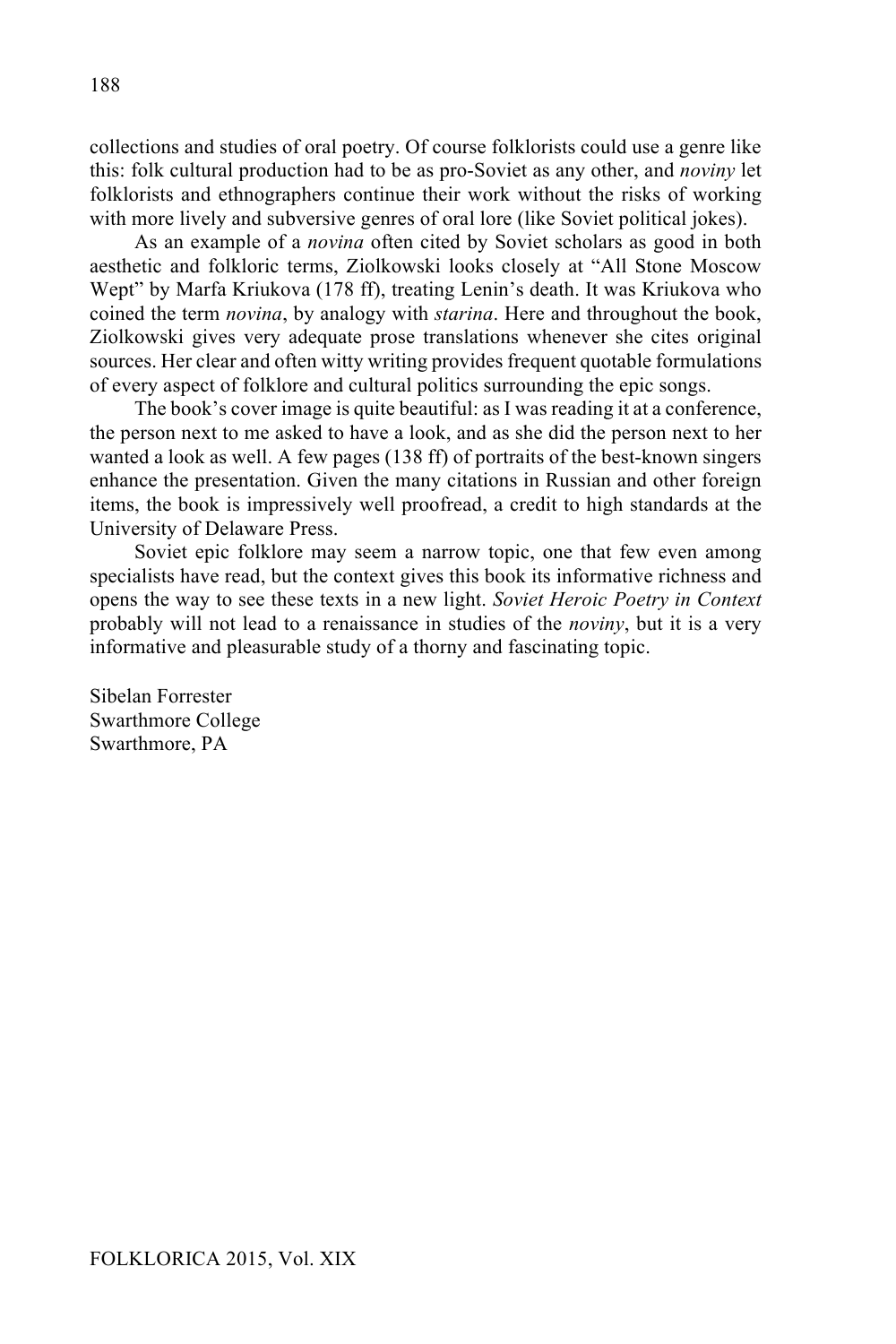collections and studies of oral poetry. Of course folklorists could use a genre like this: folk cultural production had to be as pro-Soviet as any other, and *noviny* let folklorists and ethnographers continue their work without the risks of working with more lively and subversive genres of oral lore (like Soviet political jokes).

As an example of a *novina* often cited by Soviet scholars as good in both aesthetic and folkloric terms, Ziolkowski looks closely at "All Stone Moscow Wept" by Marfa Kriukova (178 ff), treating Lenin's death. It was Kriukova who coined the term *novina*, by analogy with *starina*. Here and throughout the book, Ziolkowski gives very adequate prose translations whenever she cites original sources. Her clear and often witty writing provides frequent quotable formulations of every aspect of folklore and cultural politics surrounding the epic songs.

The book's cover image is quite beautiful: as I was reading it at a conference, the person next to me asked to have a look, and as she did the person next to her wanted a look as well. A few pages (138 ff) of portraits of the best-known singers enhance the presentation. Given the many citations in Russian and other foreign items, the book is impressively well proofread, a credit to high standards at the University of Delaware Press.

Soviet epic folklore may seem a narrow topic, one that few even among specialists have read, but the context gives this book its informative richness and opens the way to see these texts in a new light. *Soviet Heroic Poetry in Context* probably will not lead to a renaissance in studies of the *noviny*, but it is a very informative and pleasurable study of a thorny and fascinating topic.

Sibelan Forrester
Swarthmore College
Swarthmore, PA